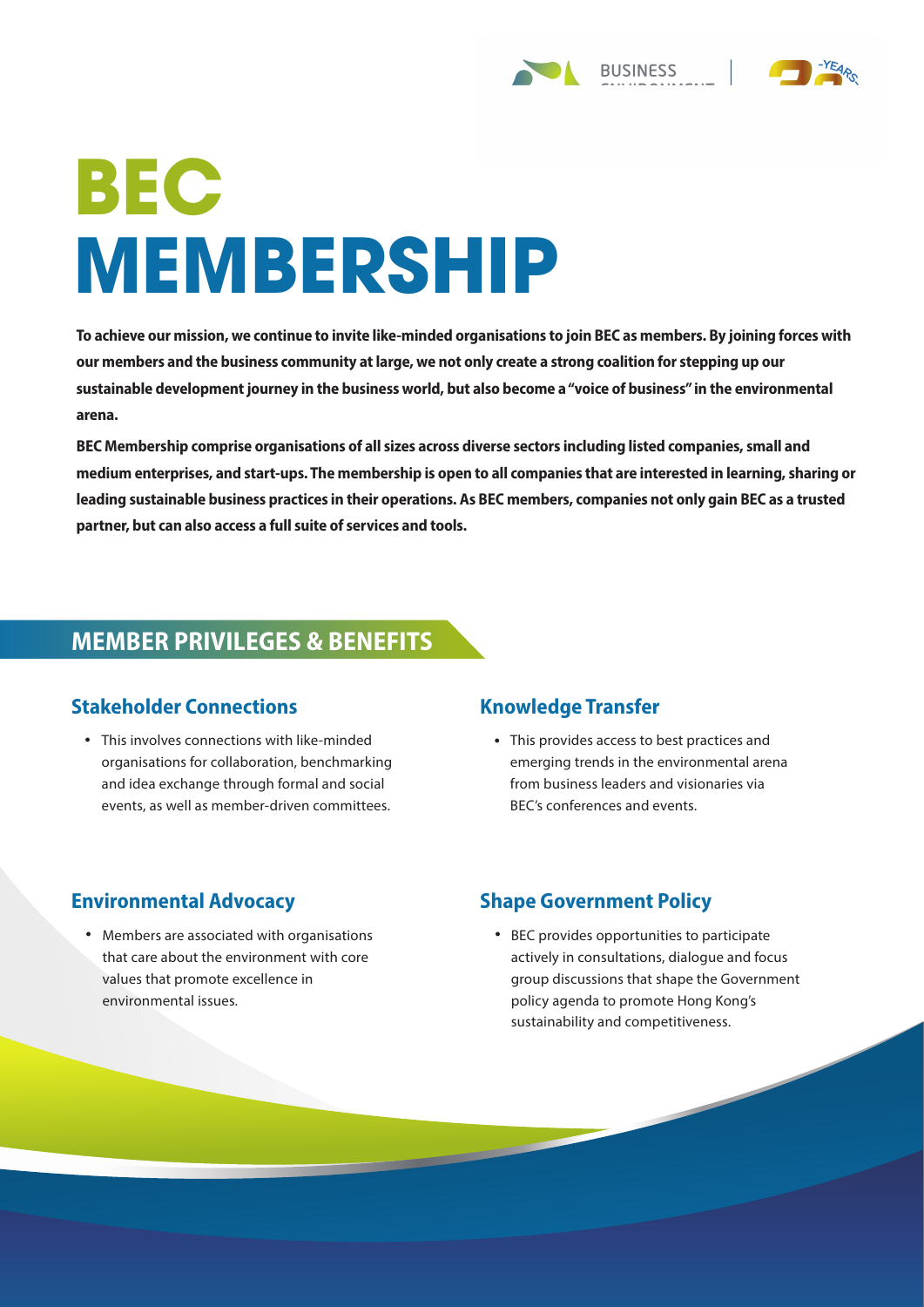# BEC MEMBERSHIP

**To achieve our mission, we continue to invite like-minded organisations to join BEC as members. By joining forces with our members and the business community at large, we not only create a strong coalition for stepping up our sustainable development journey in the business world, but also become a "voice of business" in the environmental arena.**

**BEC Membership comprise organisations of all sizes across diverse sectors including listed companies, small and medium enterprises, and start-ups. The membership is open to all companies that are interested in learning, sharing or leading sustainable business practices in their operations. As BEC members, companies not only gain BEC as a trusted partner, but can also access a full suite of services and tools.**

## MEMBER PRIVILEGES & BENEFITS

### Stakeholder Connections

- This involves connections with like-minded organisations for collaboration, benchmarking and idea exchange through formal and social events, as well as member-driven committees.

### Knowledge Transfer

- This provides access to best practices and emerging trends in the environmental arena from business leaders and visionaries via BEC's conferences and events.

### Environmental Advocacy

- Members are associated with organisations that care about the environment with core values that promote excellence in environmental issues.

### Shape Government Policy

- BEC provides opportunities to participate actively in consultations, dialogue and focus group discussions that shape the Government policy agenda to promote Hong Kong's sustainability and competitiveness.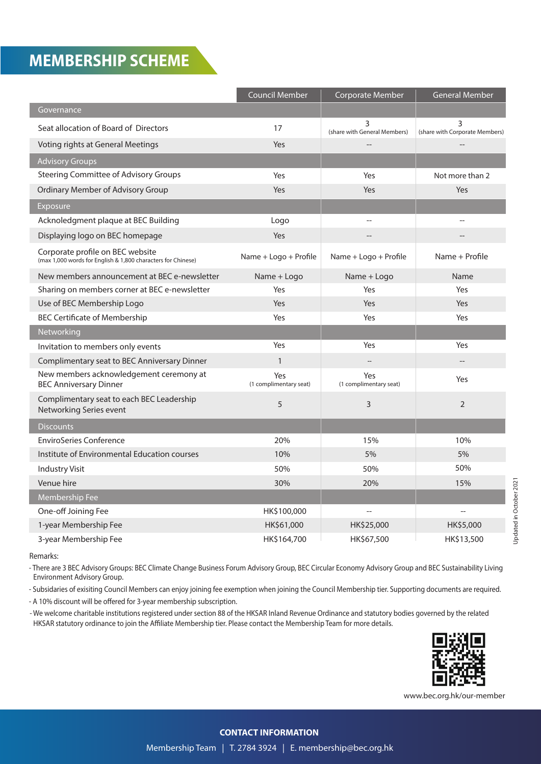# MEMBERSHIP SCHEME

| | Council Member | Corporate Member | General Member |
|---|---|---|---|
| **Governance** | | | |
| Seat allocation of Board of Directors | 17 | 3 (share with General Members) | 3 (share with Corporate Members) |
| Voting rights at General Meetings | Yes | -- | -- |
| **Advisory Groups** | | | |
| Steering Committee of Advisory Groups | Yes | Yes | Not more than 2 |
| Ordinary Member of Advisory Group | Yes | Yes | Yes |
| **Exposure** | | | |
| Acknoledgment plaque at BEC Building | Logo | -- | -- |
| Displaying logo on BEC homepage | Yes | -- | -- |
| Corporate profile on BEC website (max 1,000 words for English & 1,800 characters for Chinese) | Name + Logo + Profile | Name + Logo + Profile | Name + Profile |
| New members announcement at BEC e-newsletter | Name + Logo | Name + Logo | Name |
| Sharing on members corner at BEC e-newsletter | Yes | Yes | Yes |
| Use of BEC Membership Logo | Yes | Yes | Yes |
| BEC Certificate of Membership | Yes | Yes | Yes |
| **Networking** | | | |
| Invitation to members only events | Yes | Yes | Yes |
| Complimentary seat to BEC Anniversary Dinner | 1 | -- | -- |
| New members acknowledgement ceremony at BEC Anniversary Dinner | Yes (1 complimentary seat) | Yes (1 complimentary seat) | Yes |
| Complimentary seat to each BEC Leadership Networking Series event | 5 | 3 | 2 |
| **Discounts** | | | |
| EnviroSeries Conference | 20% | 15% | 10% |
| Institute of Environmental Education courses | 10% | 5% | 5% |
| Industry Visit | 50% | 50% | 50% |
| Venue hire | 30% | 20% | 15% |
| **Membership Fee** | | | |
| One-off Joining Fee | HK$100,000 | -- | -- |
| 1-year Membership Fee | HK$61,000 | HK$25,000 | HK$5,000 |
| 3-year Membership Fee | HK$164,700 | HK$67,500 | HK$13,500 |

Updated in October 2021

Remarks:

- There are 3 BEC Advisory Groups: BEC Climate Change Business Forum Advisory Group, BEC Circular Economy Advisory Group and BEC Sustainability Living Environment Advisory Group.
- Subsidaries of exisiting Council Members can enjoy joining fee exemption when joining the Council Membership tier. Supporting documents are required.
- A 10% discount will be offered for 3-year membership subscription.
- We welcome charitable institutions registered under section 88 of the HKSAR Inland Revenue Ordinance and statutory bodies governed by the related HKSAR statutory ordinance to join the Affiliate Membership tier. Please contact the Membership Team for more details.

www.bec.org.hk/our-member

**CONTACT INFORMATION**

Membership Team | T. 2784 3924 | E. membership@bec.org.hk